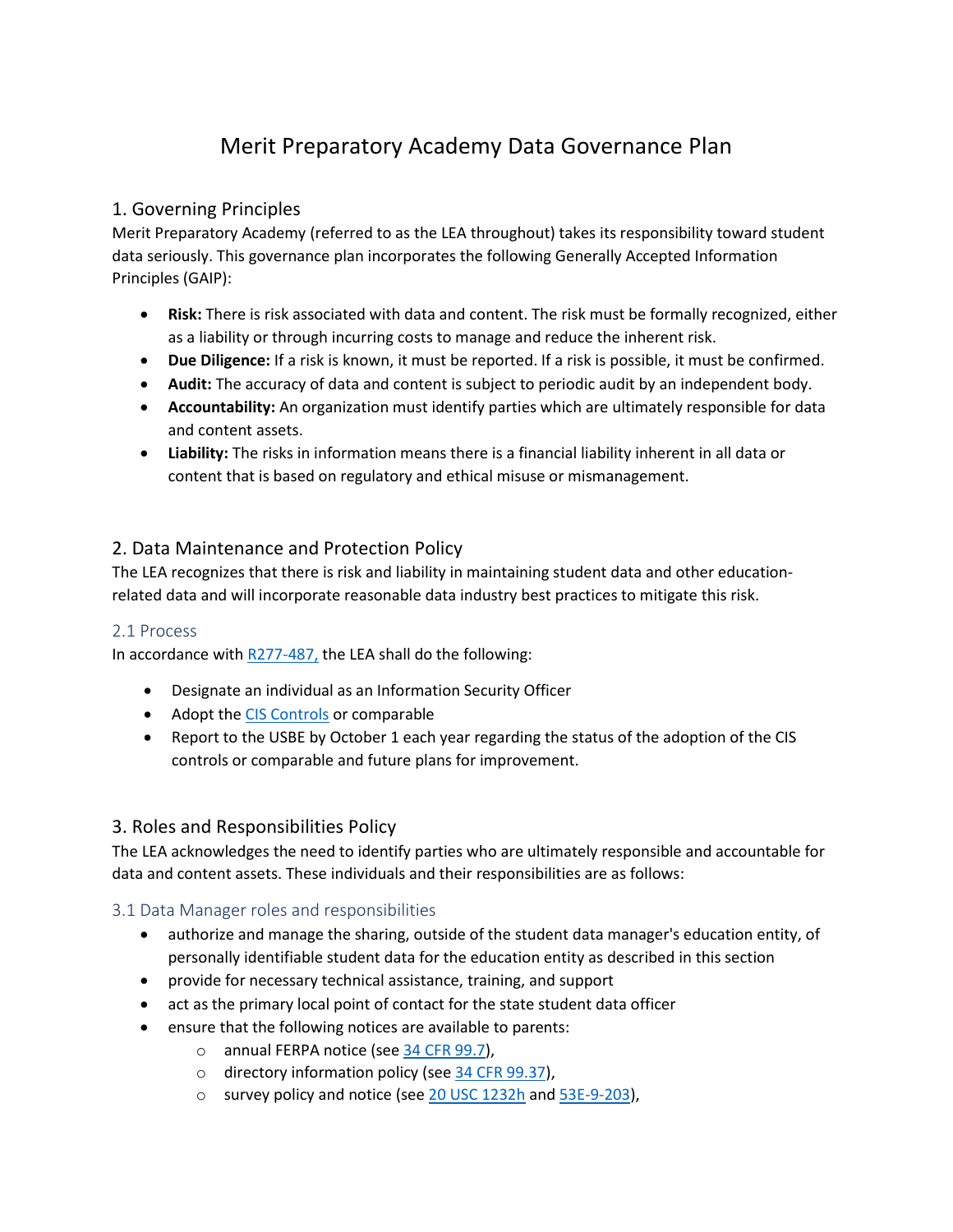# Merit Preparatory Academy Data Governance Plan

## 1. Governing Principles

Merit Preparatory Academy (referred to as the LEA throughout) takes its responsibility toward student data seriously. This governance plan incorporates the following Generally Accepted Information Principles (GAIP):

- **Risk:** There is risk associated with data and content. The risk must be formally recognized, either as a liability or through incurring costs to manage and reduce the inherent risk.
- **Due Diligence:** If a risk is known, it must be reported. If a risk is possible, it must be confirmed.
- **Audit:** The accuracy of data and content is subject to periodic audit by an independent body.
- **Accountability:** An organization must identify parties which are ultimately responsible for data and content assets.
- **Liability:** The risks in information means there is a financial liability inherent in all data or content that is based on regulatory and ethical misuse or mismanagement.

## 2. Data Maintenance and Protection Policy

The LEA recognizes that there is risk and liability in maintaining student data and other education-related data and will incorporate reasonable data industry best practices to mitigate this risk.

### 2.1 Process

In accordance with R277-487, the LEA shall do the following:

- Designate an individual as an Information Security Officer
- Adopt the CIS Controls or comparable
- Report to the USBE by October 1 each year regarding the status of the adoption of the CIS controls or comparable and future plans for improvement.

## 3. Roles and Responsibilities Policy

The LEA acknowledges the need to identify parties who are ultimately responsible and accountable for data and content assets. These individuals and their responsibilities are as follows:

### 3.1 Data Manager roles and responsibilities

- authorize and manage the sharing, outside of the student data manager's education entity, of personally identifiable student data for the education entity as described in this section
- provide for necessary technical assistance, training, and support
- act as the primary local point of contact for the state student data officer
- ensure that the following notices are available to parents:
  - annual FERPA notice (see 34 CFR 99.7),
  - directory information policy (see 34 CFR 99.37),
  - survey policy and notice (see 20 USC 1232h and 53E-9-203),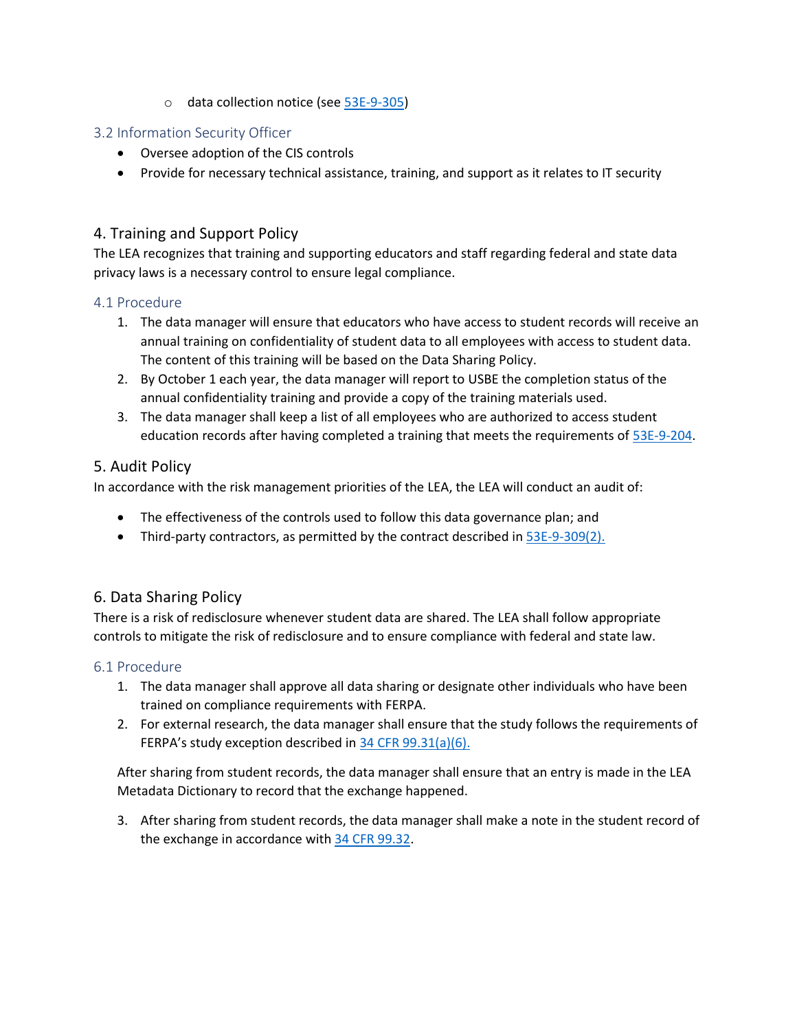- data collection notice (see [53E-9-305](#))

### 3.2 Information Security Officer

- Oversee adoption of the CIS controls
- Provide for necessary technical assistance, training, and support as it relates to IT security

## 4. Training and Support Policy

The LEA recognizes that training and supporting educators and staff regarding federal and state data privacy laws is a necessary control to ensure legal compliance.

### 4.1 Procedure

1. The data manager will ensure that educators who have access to student records will receive an annual training on confidentiality of student data to all employees with access to student data. The content of this training will be based on the Data Sharing Policy.
2. By October 1 each year, the data manager will report to USBE the completion status of the annual confidentiality training and provide a copy of the training materials used.
3. The data manager shall keep a list of all employees who are authorized to access student education records after having completed a training that meets the requirements of [53E-9-204](#).

## 5. Audit Policy

In accordance with the risk management priorities of the LEA, the LEA will conduct an audit of:

- The effectiveness of the controls used to follow this data governance plan; and
- Third-party contractors, as permitted by the contract described in [53E-9-309(2).](#)

## 6. Data Sharing Policy

There is a risk of redisclosure whenever student data are shared. The LEA shall follow appropriate controls to mitigate the risk of redisclosure and to ensure compliance with federal and state law.

### 6.1 Procedure

1. The data manager shall approve all data sharing or designate other individuals who have been trained on compliance requirements with FERPA.
2. For external research, the data manager shall ensure that the study follows the requirements of FERPA's study exception described in [34 CFR 99.31(a)(6).](#)

   After sharing from student records, the data manager shall ensure that an entry is made in the LEA Metadata Dictionary to record that the exchange happened.

3. After sharing from student records, the data manager shall make a note in the student record of the exchange in accordance with [34 CFR 99.32](#).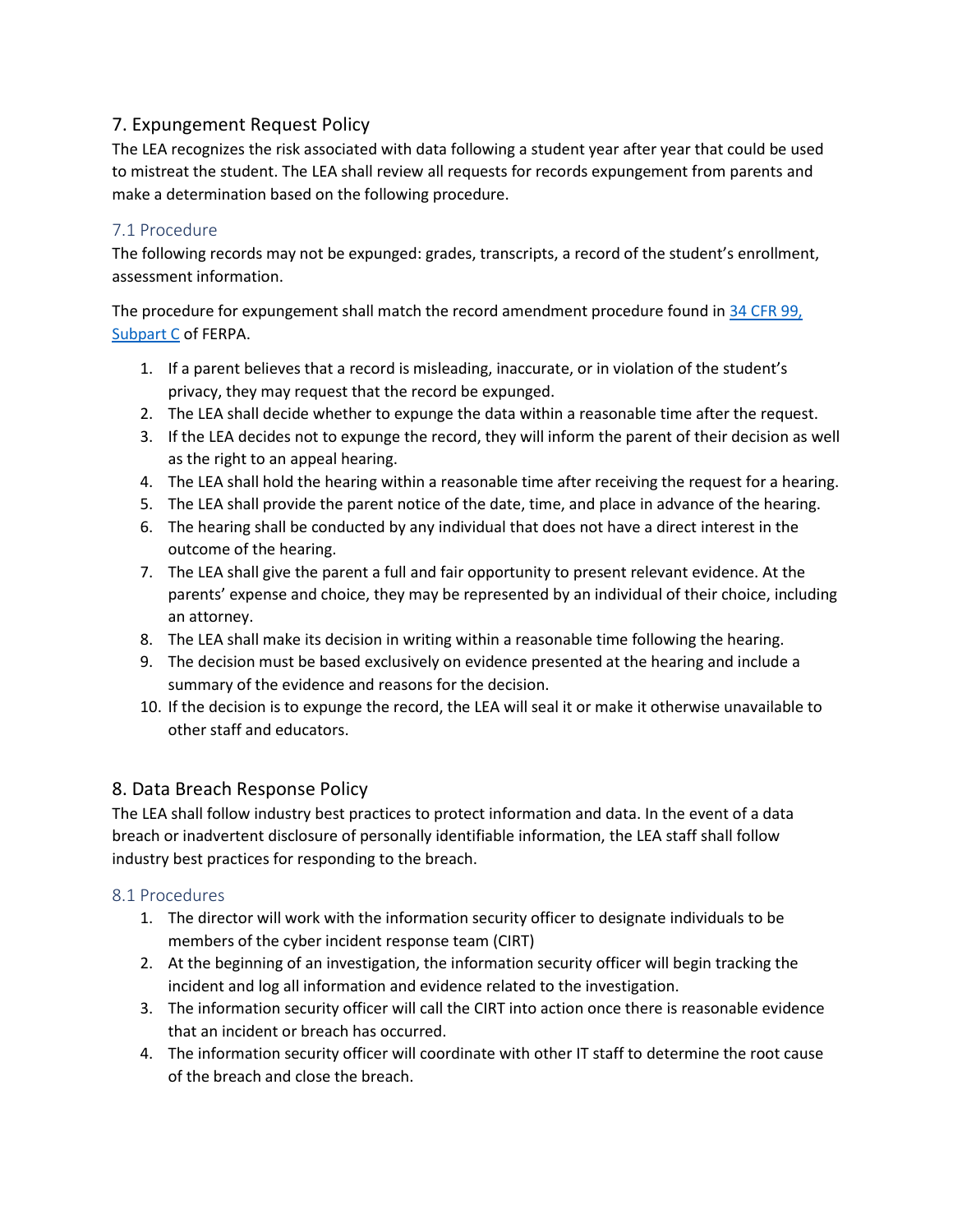## 7. Expungement Request Policy

The LEA recognizes the risk associated with data following a student year after year that could be used to mistreat the student. The LEA shall review all requests for records expungement from parents and make a determination based on the following procedure.

### 7.1 Procedure

The following records may not be expunged: grades, transcripts, a record of the student's enrollment, assessment information.

The procedure for expungement shall match the record amendment procedure found in [34 CFR 99, Subpart C] of FERPA.

1. If a parent believes that a record is misleading, inaccurate, or in violation of the student's privacy, they may request that the record be expunged.
2. The LEA shall decide whether to expunge the data within a reasonable time after the request.
3. If the LEA decides not to expunge the record, they will inform the parent of their decision as well as the right to an appeal hearing.
4. The LEA shall hold the hearing within a reasonable time after receiving the request for a hearing.
5. The LEA shall provide the parent notice of the date, time, and place in advance of the hearing.
6. The hearing shall be conducted by any individual that does not have a direct interest in the outcome of the hearing.
7. The LEA shall give the parent a full and fair opportunity to present relevant evidence. At the parents' expense and choice, they may be represented by an individual of their choice, including an attorney.
8. The LEA shall make its decision in writing within a reasonable time following the hearing.
9. The decision must be based exclusively on evidence presented at the hearing and include a summary of the evidence and reasons for the decision.
10. If the decision is to expunge the record, the LEA will seal it or make it otherwise unavailable to other staff and educators.

## 8. Data Breach Response Policy

The LEA shall follow industry best practices to protect information and data. In the event of a data breach or inadvertent disclosure of personally identifiable information, the LEA staff shall follow industry best practices for responding to the breach.

### 8.1 Procedures

1. The director will work with the information security officer to designate individuals to be members of the cyber incident response team (CIRT)
2. At the beginning of an investigation, the information security officer will begin tracking the incident and log all information and evidence related to the investigation.
3. The information security officer will call the CIRT into action once there is reasonable evidence that an incident or breach has occurred.
4. The information security officer will coordinate with other IT staff to determine the root cause of the breach and close the breach.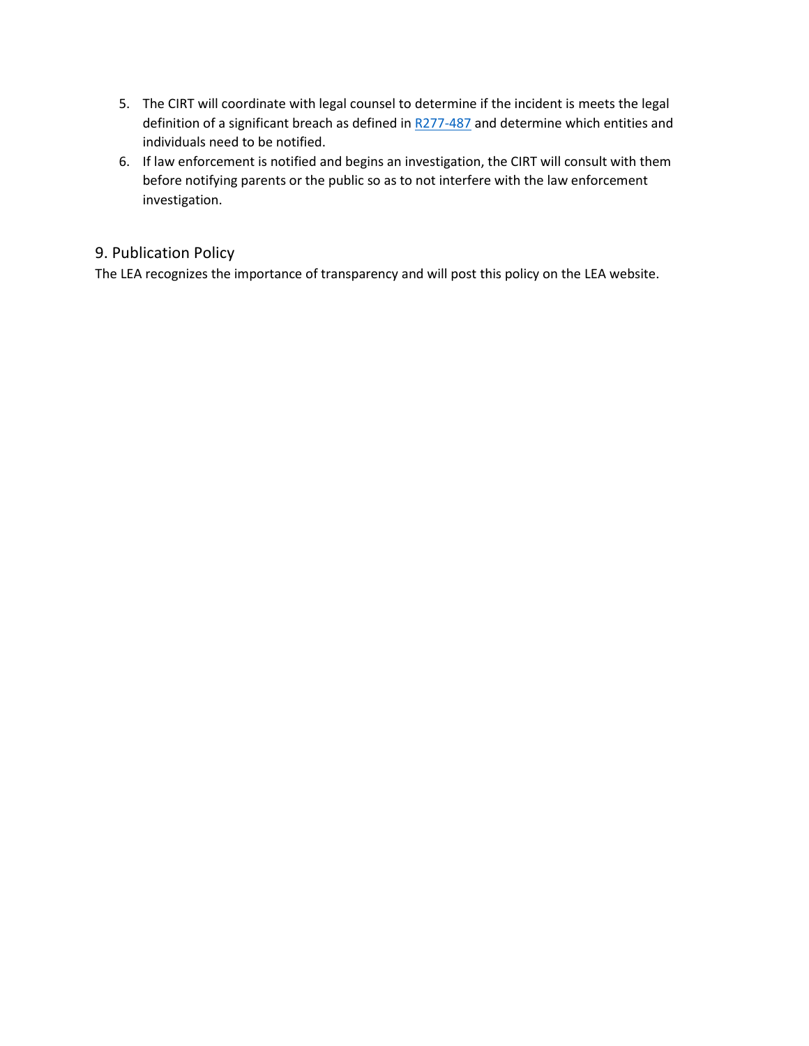5. The CIRT will coordinate with legal counsel to determine if the incident is meets the legal definition of a significant breach as defined in R277-487 and determine which entities and individuals need to be notified.
6. If law enforcement is notified and begins an investigation, the CIRT will consult with them before notifying parents or the public so as to not interfere with the law enforcement investigation.

## 9. Publication Policy

The LEA recognizes the importance of transparency and will post this policy on the LEA website.